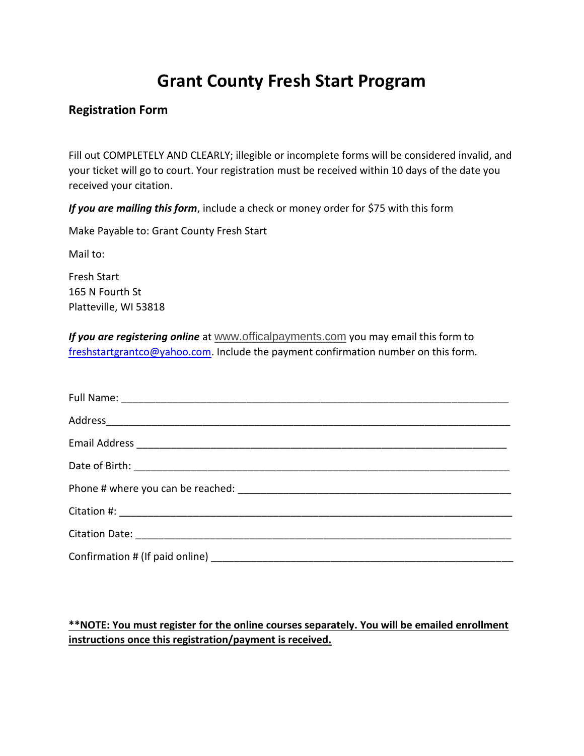# Grant County Fresh Start Program

## Registration Form

Fill out COMPLETELY AND CLEARLY; illegible or incomplete forms will be considered invalid, and your ticket will go to court. Your registration must be received within 10 days of the date you received your citation.

***If you are mailing this form***, include a check or money order for $75 with this form

Make Payable to: Grant County Fresh Start

Mail to:

Fresh Start
165 N Fourth St
Platteville, WI 53818

***If you are registering online*** at www.officalpayments.com you may email this form to freshstartgrantco@yahoo.com. Include the payment confirmation number on this form.

Full Name: ___________________________________________________________________

Address______________________________________________________________________

Email Address _________________________________________________________________

Date of Birth: _________________________________________________________________

Phone # where you can be reached: ______________________________________________

Citation #: ____________________________________________________________________

Citation Date: _________________________________________________________________

Confirmation # (If paid online) __________________________________________________

****NOTE: You must register for the online courses separately. You will be emailed enrollment instructions once this registration/payment is received.**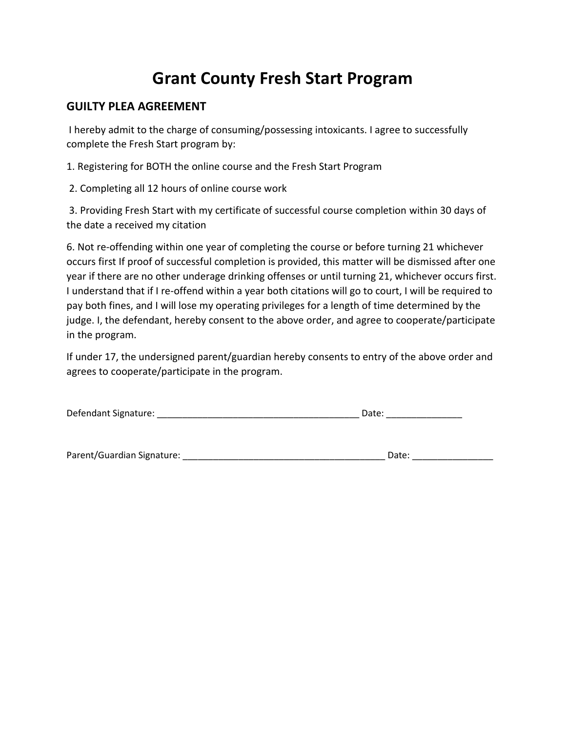# Grant County Fresh Start Program

## GUILTY PLEA AGREEMENT

I hereby admit to the charge of consuming/possessing intoxicants. I agree to successfully complete the Fresh Start program by:

1. Registering for BOTH the online course and the Fresh Start Program

2. Completing all 12 hours of online course work

3. Providing Fresh Start with my certificate of successful course completion within 30 days of the date a received my citation

6. Not re-offending within one year of completing the course or before turning 21 whichever occurs first If proof of successful completion is provided, this matter will be dismissed after one year if there are no other underage drinking offenses or until turning 21, whichever occurs first. I understand that if I re-offend within a year both citations will go to court, I will be required to pay both fines, and I will lose my operating privileges for a length of time determined by the judge. I, the defendant, hereby consent to the above order, and agree to cooperate/participate in the program.

If under 17, the undersigned parent/guardian hereby consents to entry of the above order and agrees to cooperate/participate in the program.

Defendant Signature: ________________________________________ Date: _______________

Parent/Guardian Signature: ________________________________________ Date: ________________